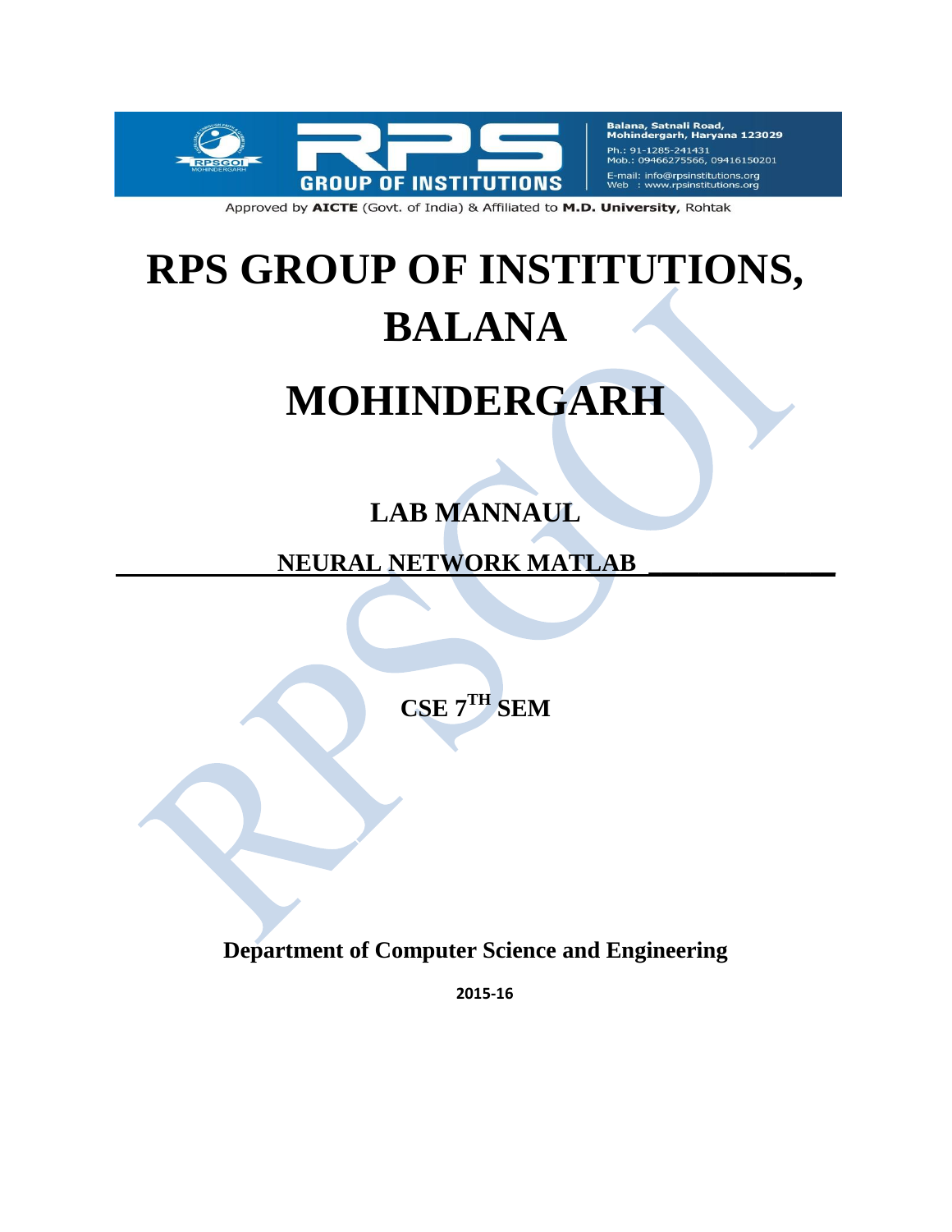Balana, Satnali Road, Mohindergarh, Haryana 123029
Ph.: 91-1285-241431
Mob.: 09466275566, 09416150201
E-mail: info@rpsinstitutions.org
Web : www.rpsinstitutions.org

RPS GROUP OF INSTITUTIONS

Approved by **AICTE** (Govt. of India) & Affiliated to **M.D. University**, Rohtak

# RPS GROUP OF INSTITUTIONS, BALANA

# MOHINDERGARH

## LAB MANNAUL

## NEURAL NETWORK MATLAB

## CSE 7<sup>TH</sup> SEM

**Department of Computer Science and Engineering**

**2015-16**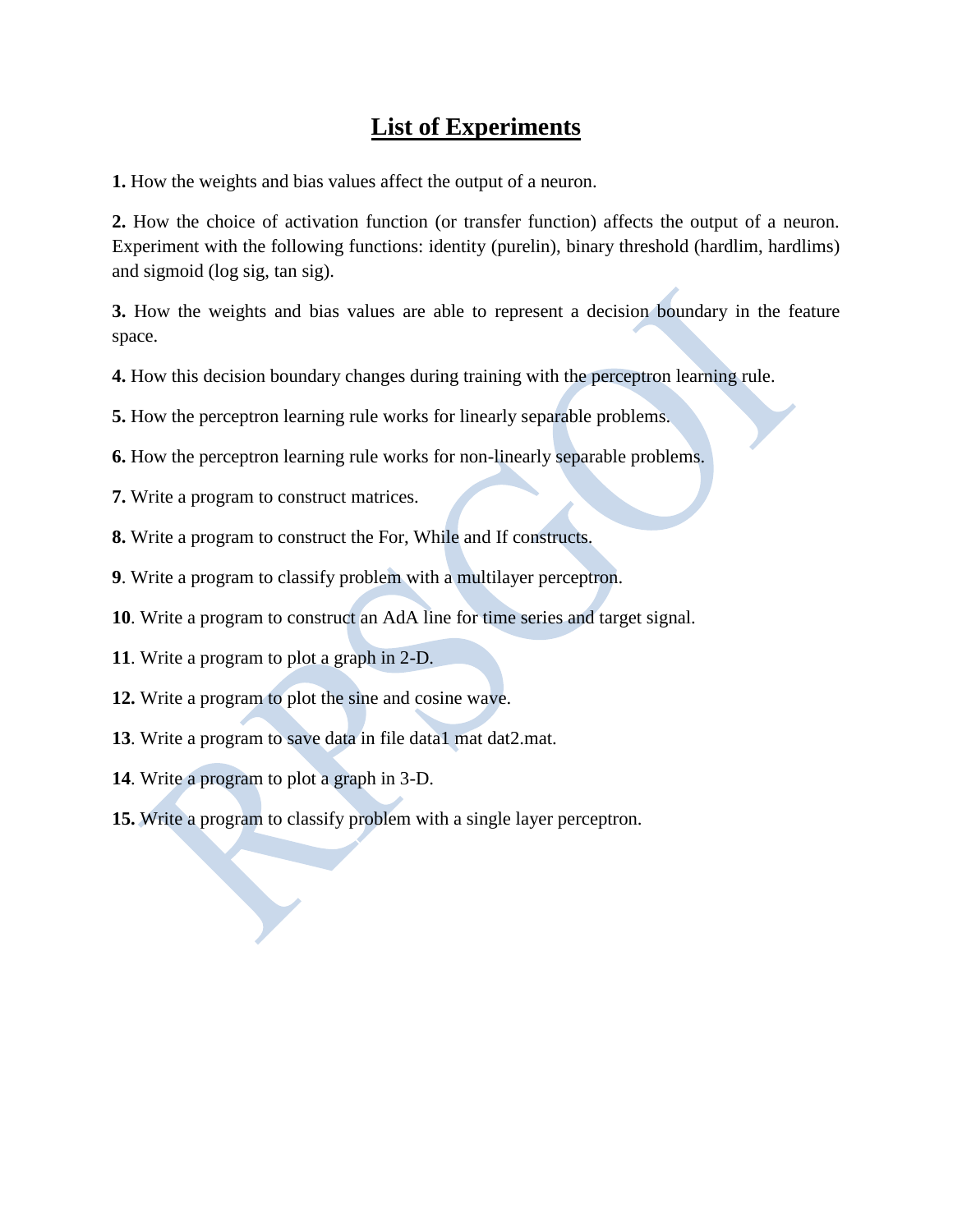# List of Experiments

**1.** How the weights and bias values affect the output of a neuron.

**2.** How the choice of activation function (or transfer function) affects the output of a neuron. Experiment with the following functions: identity (purelin), binary threshold (hardlim, hardlims) and sigmoid (log sig, tan sig).

**3.** How the weights and bias values are able to represent a decision boundary in the feature space.

**4.** How this decision boundary changes during training with the perceptron learning rule.

**5.** How the perceptron learning rule works for linearly separable problems.

**6.** How the perceptron learning rule works for non-linearly separable problems.

**7.** Write a program to construct matrices.

**8.** Write a program to construct the For, While and If constructs.

**9**. Write a program to classify problem with a multilayer perceptron.

**10**. Write a program to construct an AdA line for time series and target signal.

**11**. Write a program to plot a graph in 2-D.

**12.** Write a program to plot the sine and cosine wave.

**13**. Write a program to save data in file data1 mat dat2.mat.

**14**. Write a program to plot a graph in 3-D.

**15.** Write a program to classify problem with a single layer perceptron.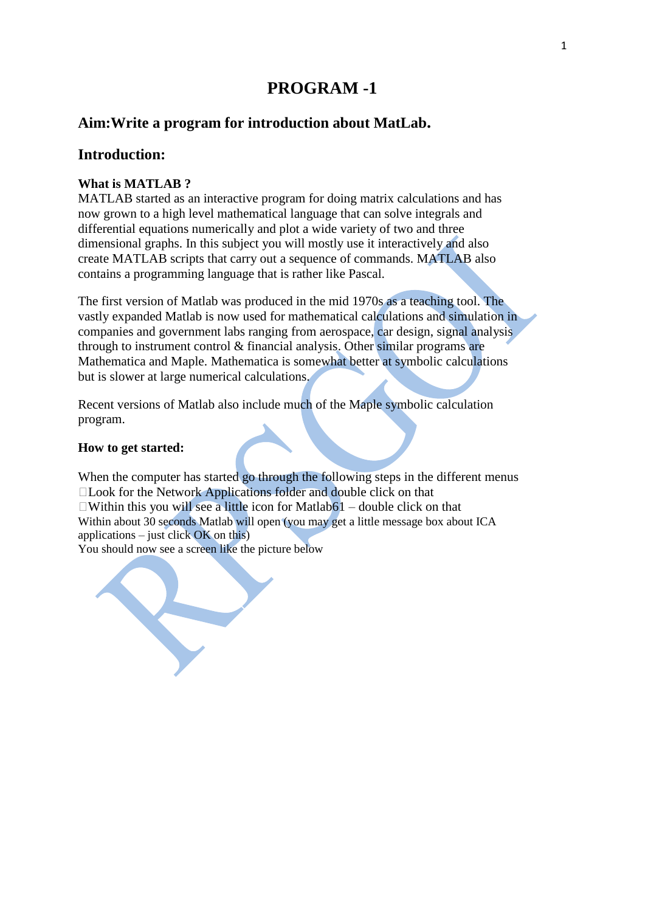# PROGRAM -1

## Aim:Write a program for introduction about MatLab.

## Introduction:

**What is MATLAB ?**

MATLAB started as an interactive program for doing matrix calculations and has now grown to a high level mathematical language that can solve integrals and differential equations numerically and plot a wide variety of two and three dimensional graphs. In this subject you will mostly use it interactively and also create MATLAB scripts that carry out a sequence of commands. MATLAB also contains a programming language that is rather like Pascal.

The first version of Matlab was produced in the mid 1970s as a teaching tool. The vastly expanded Matlab is now used for mathematical calculations and simulation in companies and government labs ranging from aerospace, car design, signal analysis through to instrument control & financial analysis. Other similar programs are Mathematica and Maple. Mathematica is somewhat better at symbolic calculations but is slower at large numerical calculations.

Recent versions of Matlab also include much of the Maple symbolic calculation program.

**How to get started:**

When the computer has started go through the following steps in the different menus

- Look for the Network Applications folder and double click on that
- Within this you will see a little icon for Matlab61 – double click on that

Within about 30 seconds Matlab will open (you may get a little message box about ICA applications – just click OK on this)

You should now see a screen like the picture below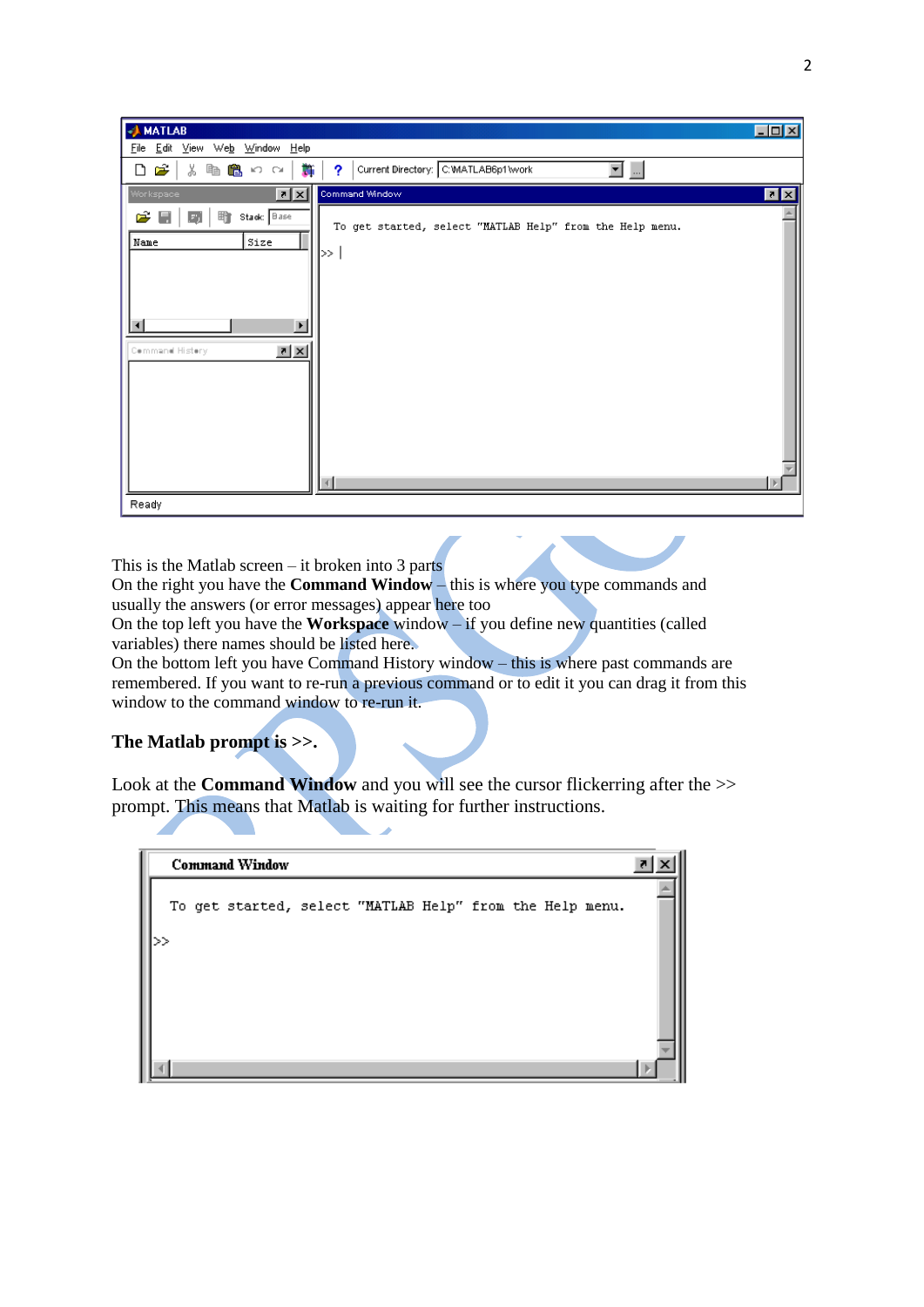This is the Matlab screen – it broken into 3 parts
On the right you have the **Command Window** – this is where you type commands and usually the answers (or error messages) appear here too
On the top left you have the **Workspace** window – if you define new quantities (called variables) there names should be listed here.
On the bottom left you have Command History window – this is where past commands are remembered. If you want to re-run a previous command or to edit it you can drag it from this window to the command window to re-run it.

**The Matlab prompt is >>.**

Look at the **Command Window** and you will see the cursor flickering after the >> prompt. This means that Matlab is waiting for further instructions.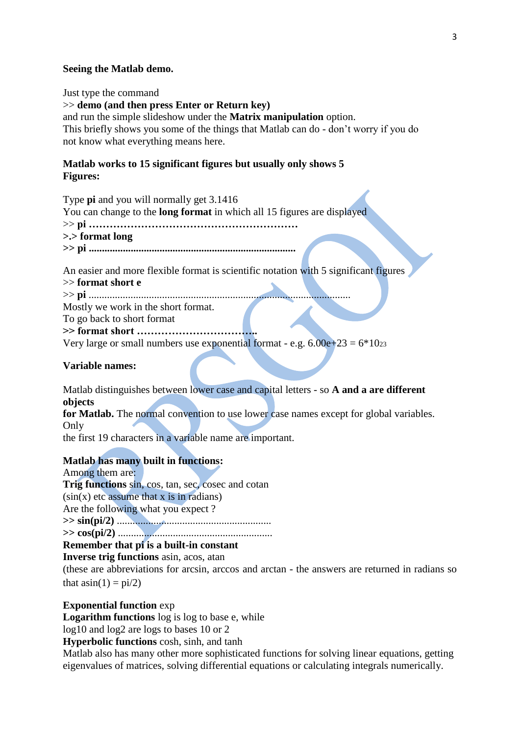**Seeing the Matlab demo.**

Just type the command
>> **demo (and then press Enter or Return key)**
and run the simple slideshow under the **Matrix manipulation** option.
This briefly shows you some of the things that Matlab can do - don't worry if you do not know what everything means here.

**Matlab works to 15 significant figures but usually only shows 5 Figures:**

Type **pi** and you will normally get 3.1416
You can change to the **long format** in which all 15 figures are displayed
>> **pi …………………………………………………….**
**>.> format long**
**>> pi ..............................................................................**

An easier and more flexible format is scientific notation with 5 significant figures
>> **format short e**
>> **pi** .................................................................................................
Mostly we work in the short format.
To go back to short format
**>> format short …………………………….**
Very large or small numbers use exponential format - e.g. 6.00e+23 = $6*10^{23}$

**Variable names:**

Matlab distinguishes between lower case and capital letters - so **A and a are different objects for Matlab.** The normal convention to use lower case names except for global variables. Only the first 19 characters in a variable name are important.

**Matlab has many built in functions:**
Among them are:
**Trig functions** sin, cos, tan, sec, cosec and cotan
(sin(x) etc assume that x is in radians)
Are the following what you expect ?
**>> sin(pi/2)** ...........................................................
**>> cos(pi/2)** ...........................................................
**Remember that pi is a built-in constant**
**Inverse trig functions** asin, acos, atan
(these are abbreviations for arcsin, arccos and arctan - the answers are returned in radians so that asin(1) = pi/2)

**Exponential function** exp
**Logarithm functions** log is log to base e, while log10 and log2 are logs to bases 10 or 2
**Hyperbolic functions** cosh, sinh, and tanh
Matlab also has many other more sophisticated functions for solving linear equations, getting eigenvalues of matrices, solving differential equations or calculating integrals numerically.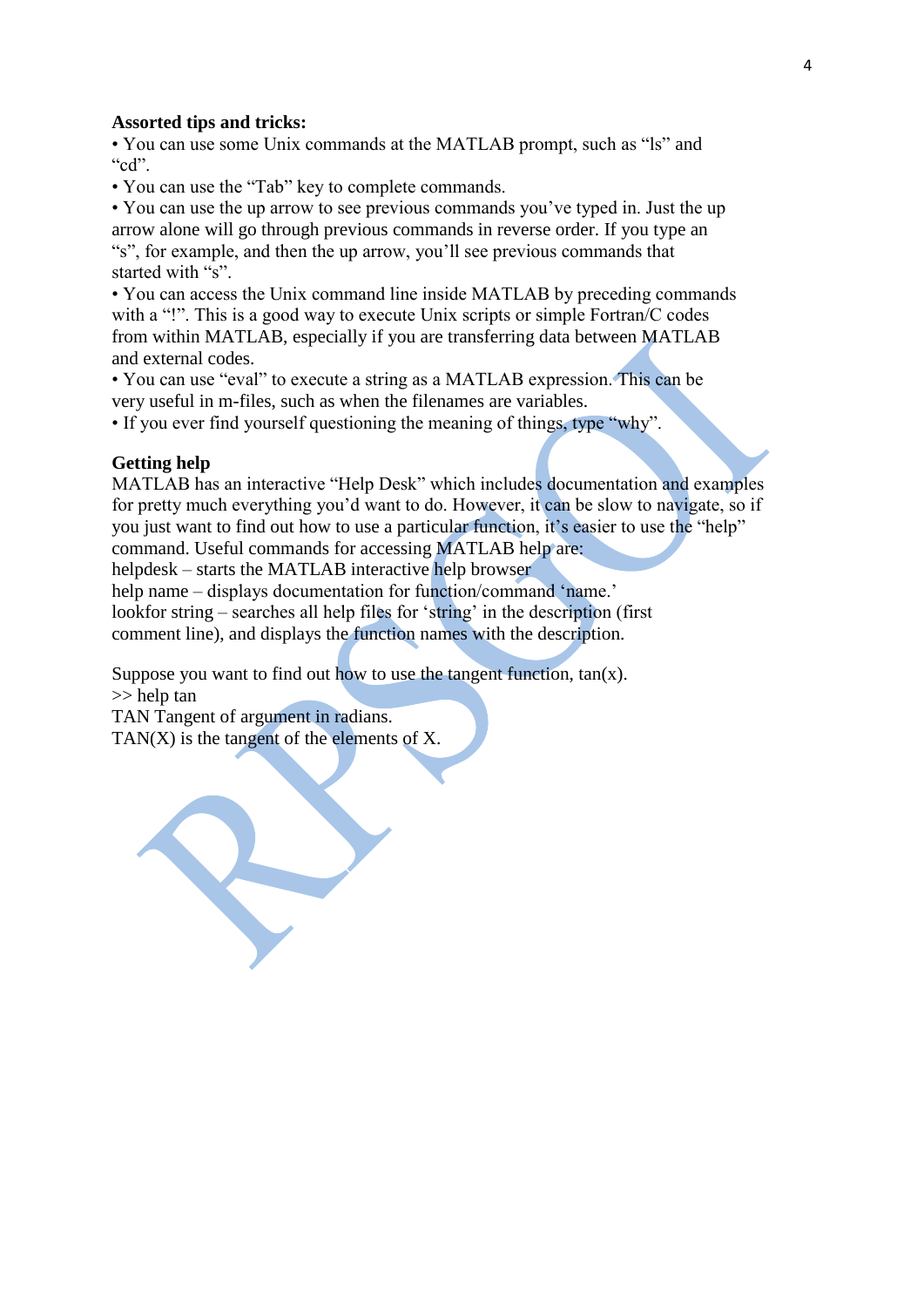**Assorted tips and tricks:**

- You can use some Unix commands at the MATLAB prompt, such as “ls” and “cd”.
- You can use the “Tab” key to complete commands.
- You can use the up arrow to see previous commands you’ve typed in. Just the up arrow alone will go through previous commands in reverse order. If you type an “s”, for example, and then the up arrow, you’ll see previous commands that started with “s”.
- You can access the Unix command line inside MATLAB by preceding commands with a “!”. This is a good way to execute Unix scripts or simple Fortran/C codes from within MATLAB, especially if you are transferring data between MATLAB and external codes.
- You can use “eval” to execute a string as a MATLAB expression. This can be very useful in m-files, such as when the filenames are variables.
- If you ever find yourself questioning the meaning of things, type “why”.

**Getting help**

MATLAB has an interactive “Help Desk” which includes documentation and examples for pretty much everything you’d want to do. However, it can be slow to navigate, so if you just want to find out how to use a particular function, it’s easier to use the “help” command. Useful commands for accessing MATLAB help are:

helpdesk – starts the MATLAB interactive help browser
help name – displays documentation for function/command ‘name.’
lookfor string – searches all help files for ‘string’ in the description (first comment line), and displays the function names with the description.

Suppose you want to find out how to use the tangent function, tan(x).

```
>> help tan
TAN Tangent of argument in radians.
TAN(X) is the tangent of the elements of X.
```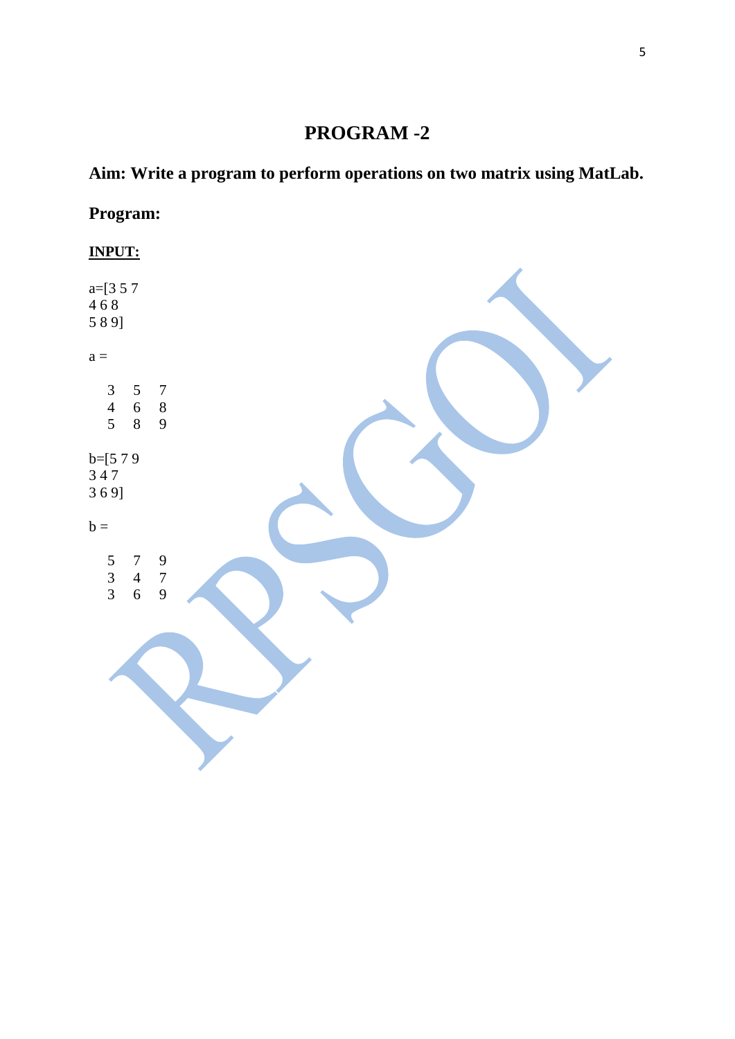# PROGRAM -2

## Aim: Write a program to perform operations on two matrix using MatLab.

## Program:

**INPUT:**

```
a=[3 5 7
4 6 8
5 8 9]

a =

    3    5    7
    4    6    8
    5    8    9

b=[5 7 9
3 4 7
3 6 9]

b =

    5    7    9
    3    4    7
    3    6    9
```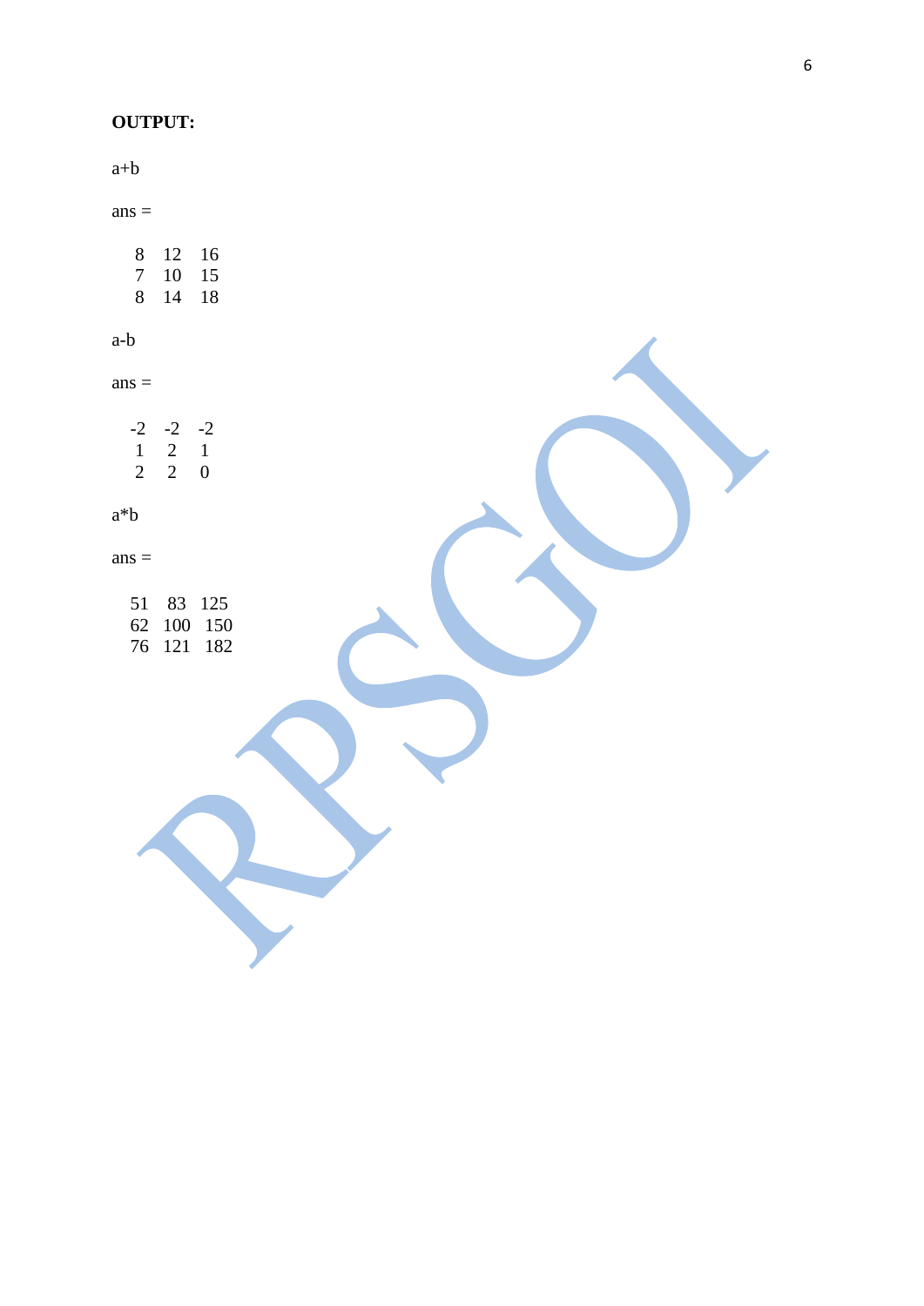**OUTPUT:**

```
a+b

ans =

     8    12    16
     7    10    15
     8    14    18

a-b

ans =

    -2    -2    -2
     1     2     1
     2     2     0

a*b

ans =

    51    83   125
    62   100   150
    76   121   182
```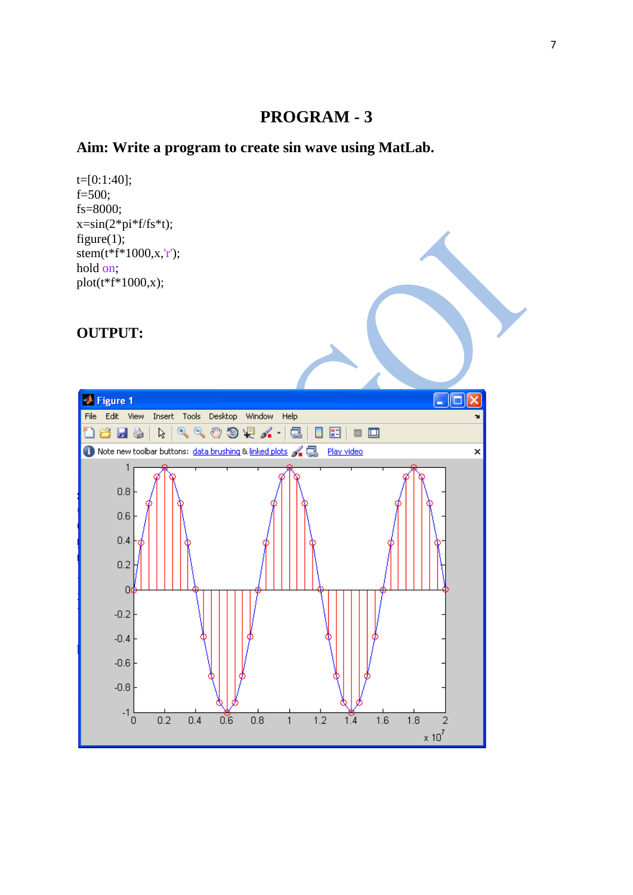# PROGRAM - 3

## Aim: Write a program to create sin wave using MatLab.

```
t=[0:1:40];
f=500;
fs=8000;
x=sin(2*pi*f/fs*t);
figure(1);
stem(t*f*1000,x,'r');
hold on;
plot(t*f*1000,x);
```

## OUTPUT: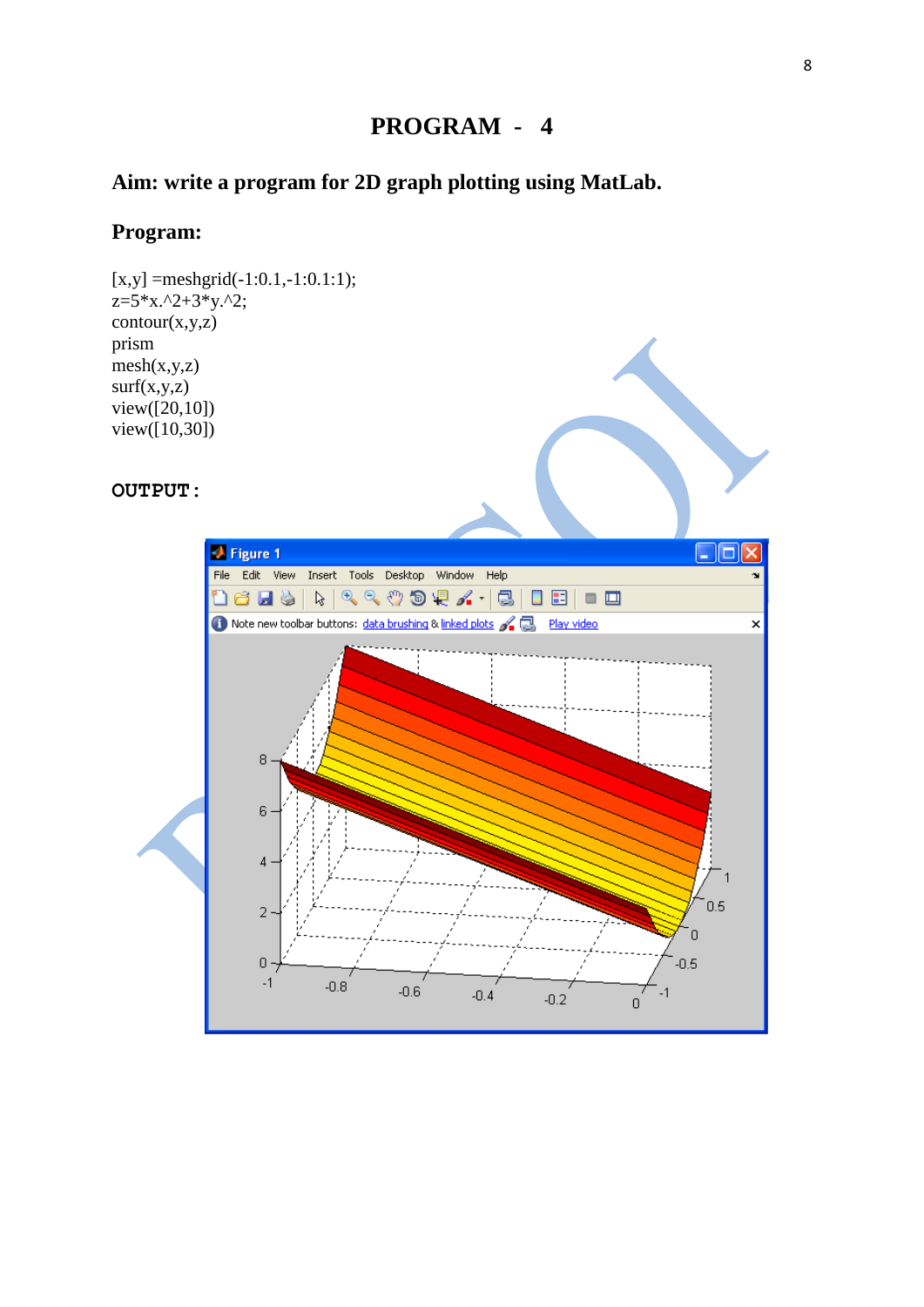# PROGRAM - 4

## Aim: write a program for 2D graph plotting using MatLab.

## Program:

```
[x,y] =meshgrid(-1:0.1,-1:0.1:1);
z=5*x.^2+3*y.^2;
contour(x,y,z)
prism
mesh(x,y,z)
surf(x,y,z)
view([20,10])
view([10,30])
```

## OUTPUT: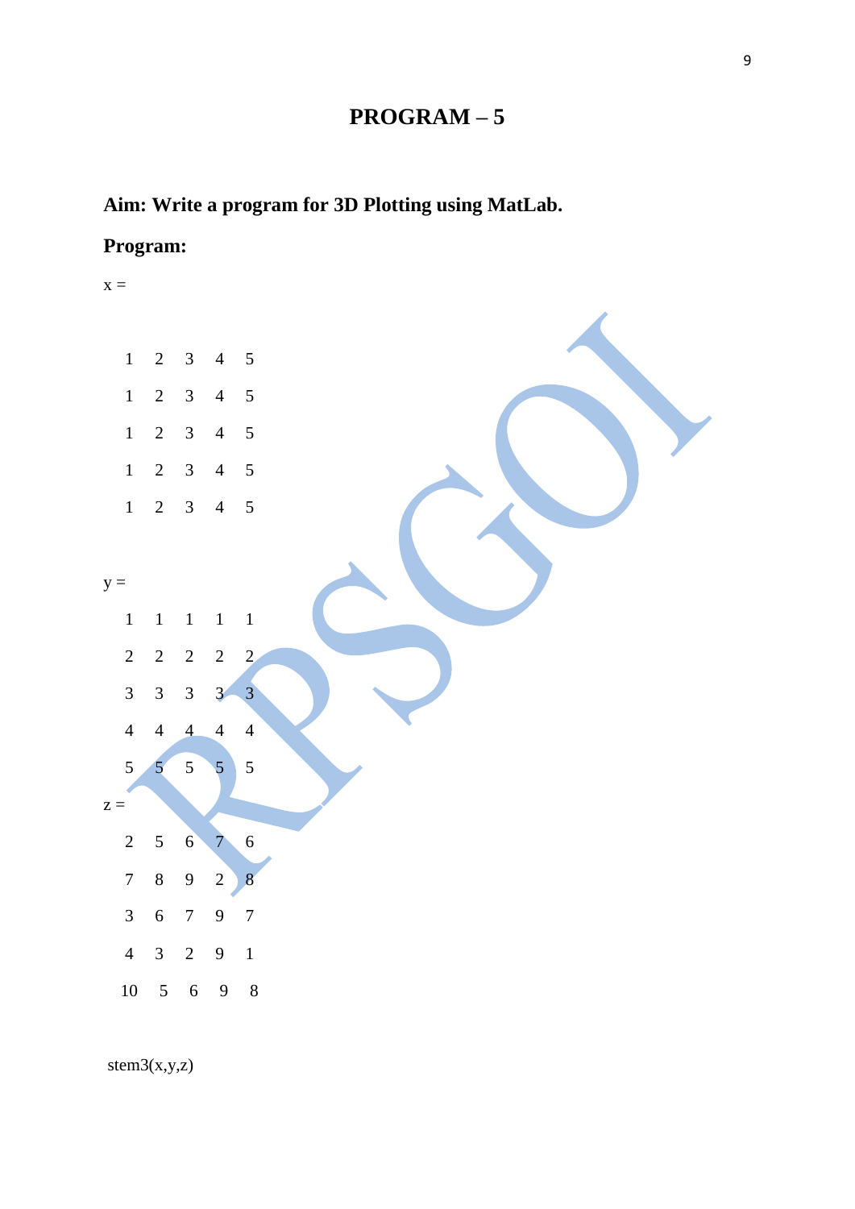# PROGRAM – 5

**Aim: Write a program for 3D Plotting using MatLab.**

**Program:**

```
x =

     1     2     3     4     5
     1     2     3     4     5
     1     2     3     4     5
     1     2     3     4     5
     1     2     3     4     5

y =
     1     1     1     1     1
     2     2     2     2     2
     3     3     3     3     3
     4     4     4     4     4
     5     5     5     5     5
z =
     2     5     6     7     6
     7     8     9     2     8
     3     6     7     9     7
     4     3     2     9     1
    10     5     6     9     8

stem3(x,y,z)
```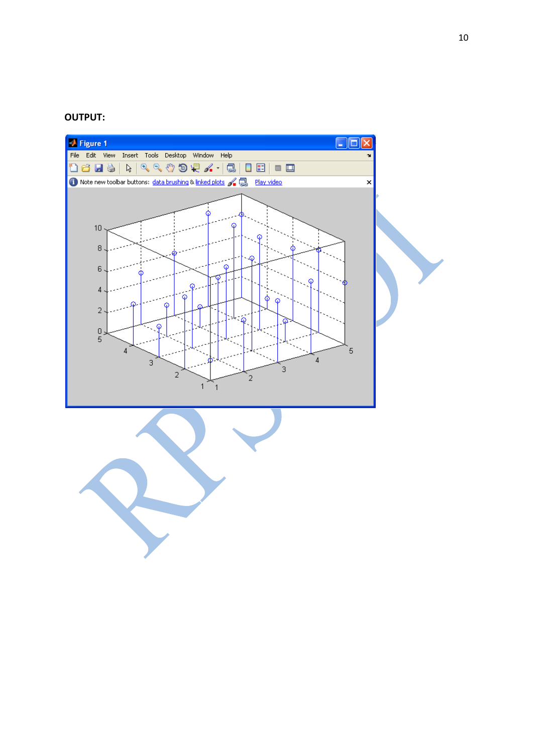**OUTPUT:**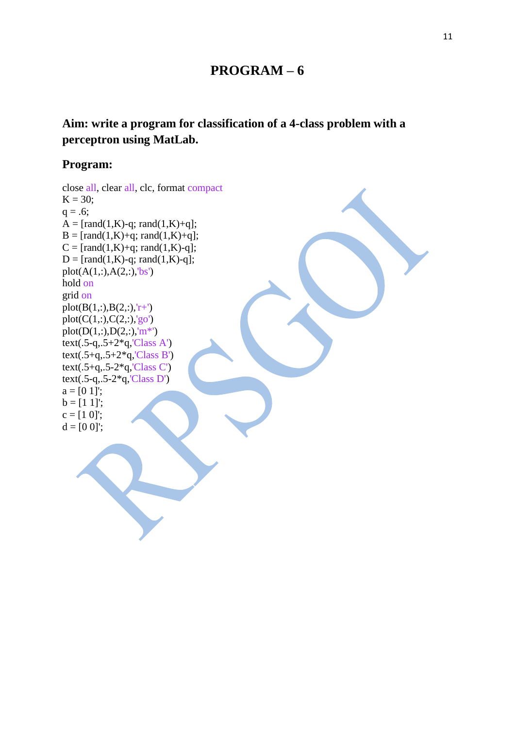# PROGRAM – 6

**Aim: write a program for classification of a 4-class problem with a perceptron using MatLab.**

**Program:**

```
close all, clear all, clc, format compact
K = 30;
q = .6;
A = [rand(1,K)-q; rand(1,K)+q];
B = [rand(1,K)+q; rand(1,K)+q];
C = [rand(1,K)+q; rand(1,K)-q];
D = [rand(1,K)-q; rand(1,K)-q];
plot(A(1,:),A(2,:),'bs')
hold on
grid on
plot(B(1,:),B(2,:),'r+')
plot(C(1,:),C(2,:),'go')
plot(D(1,:),D(2,:),'m*')
text(.5-q,.5+2*q,'Class A')
text(.5+q,.5+2*q,'Class B')
text(.5+q,.5-2*q,'Class C')
text(.5-q,.5-2*q,'Class D')
a = [0 1]';
b = [1 1]';
c = [1 0]';
d = [0 0]';
```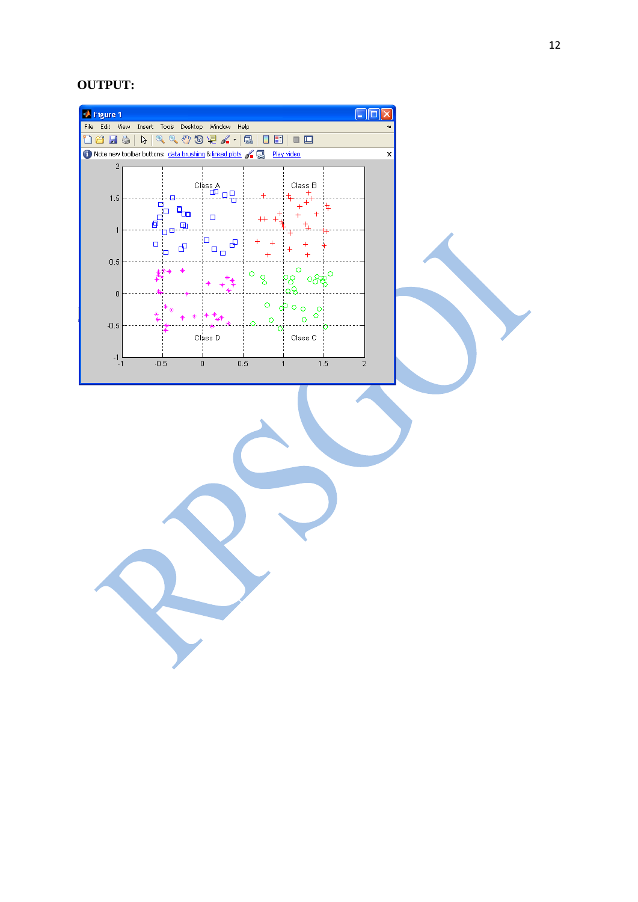**OUTPUT:**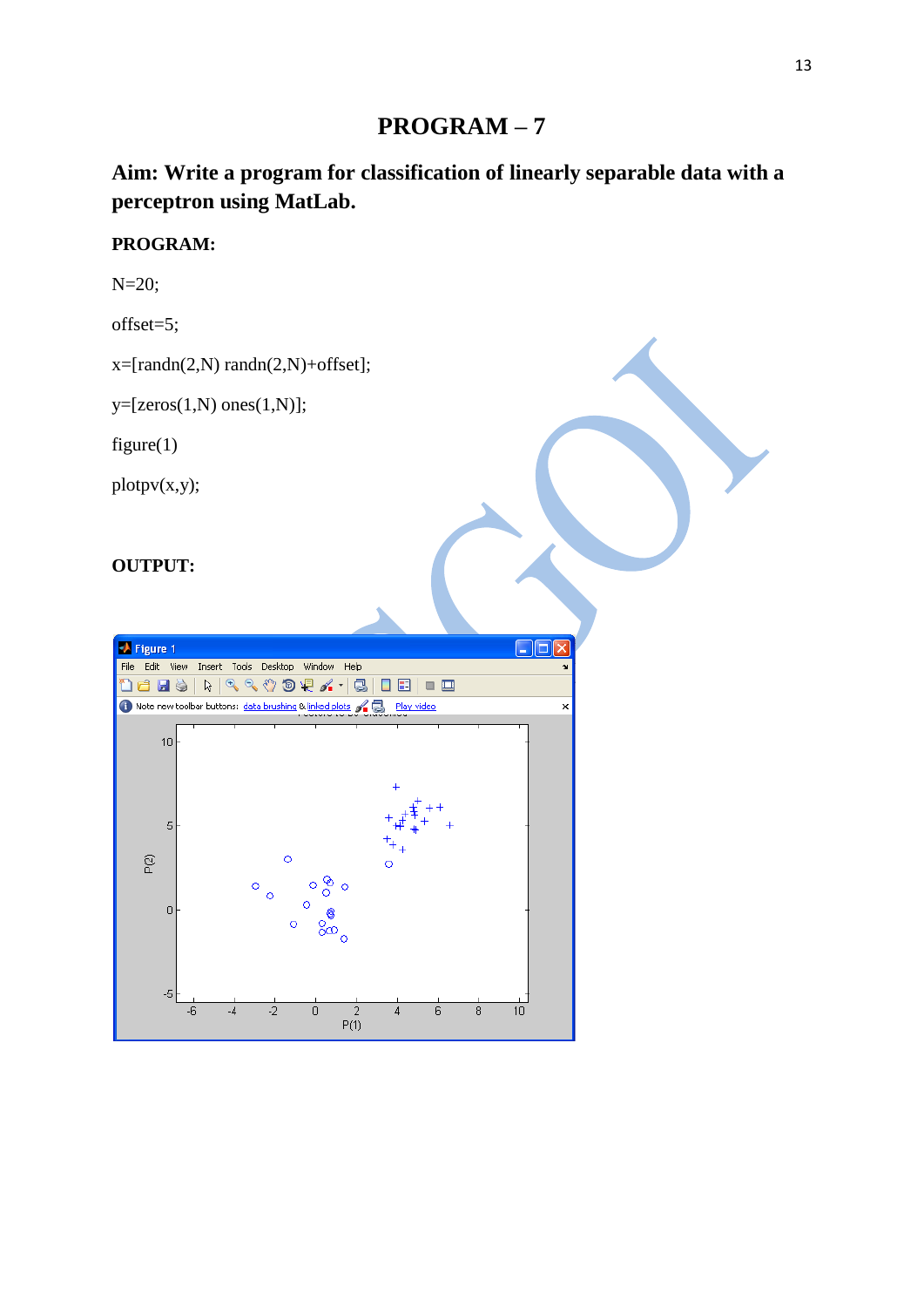# PROGRAM – 7

## Aim: Write a program for classification of linearly separable data with a perceptron using MatLab.

**PROGRAM:**

```
N=20;

offset=5;

x=[randn(2,N) randn(2,N)+offset];

y=[zeros(1,N) ones(1,N)];

figure(1)

plotpv(x,y);
```

**OUTPUT:**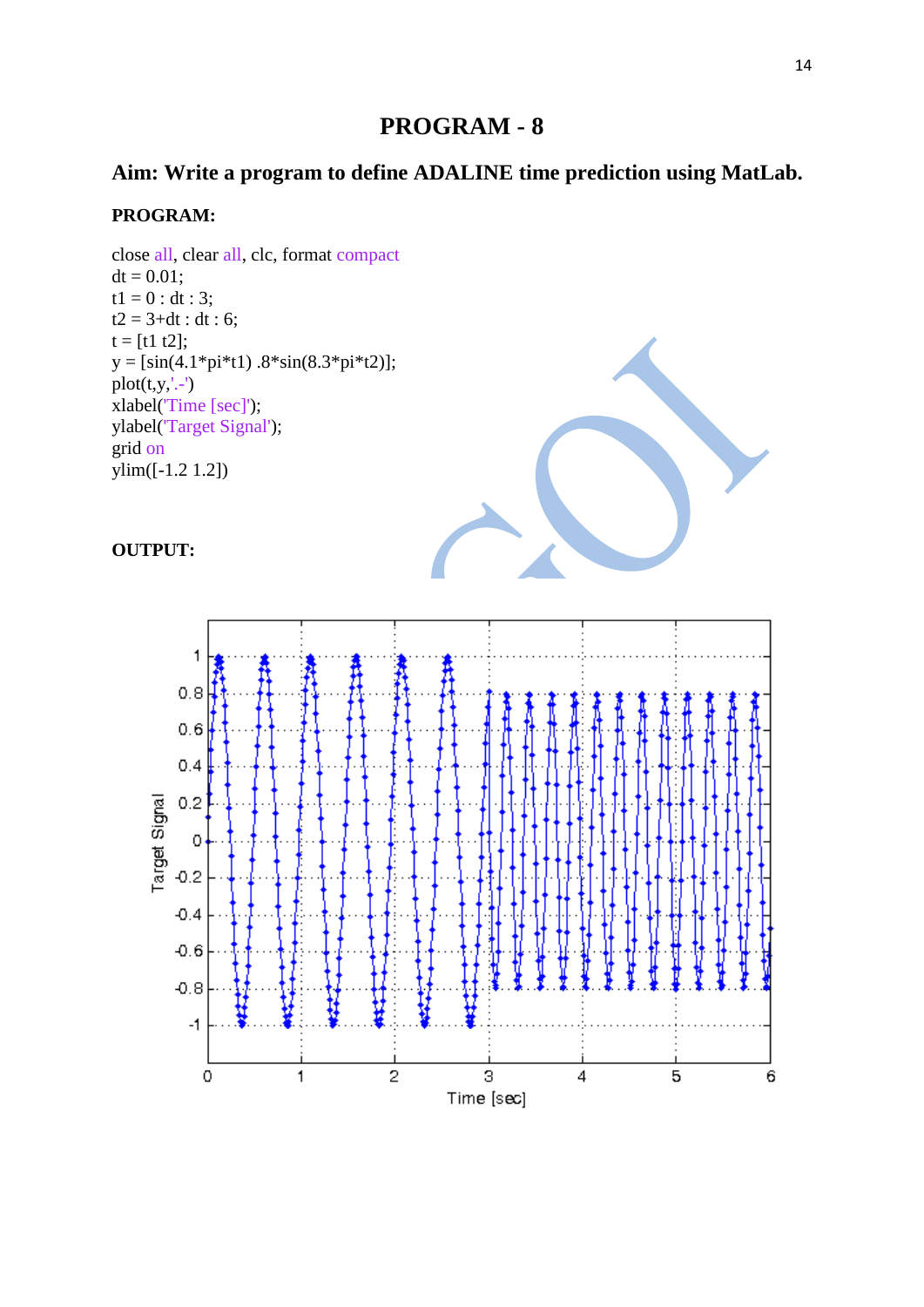# PROGRAM - 8

## Aim: Write a program to define ADALINE time prediction using MatLab.

### PROGRAM:

```
close all, clear all, clc, format compact
dt = 0.01;
t1 = 0 : dt : 3;
t2 = 3+dt : dt : 6;
t = [t1 t2];
y = [sin(4.1*pi*t1) .8*sin(8.3*pi*t2)];
plot(t,y,'.-')
xlabel('Time [sec]');
ylabel('Target Signal');
grid on
ylim([-1.2 1.2])
```

### OUTPUT: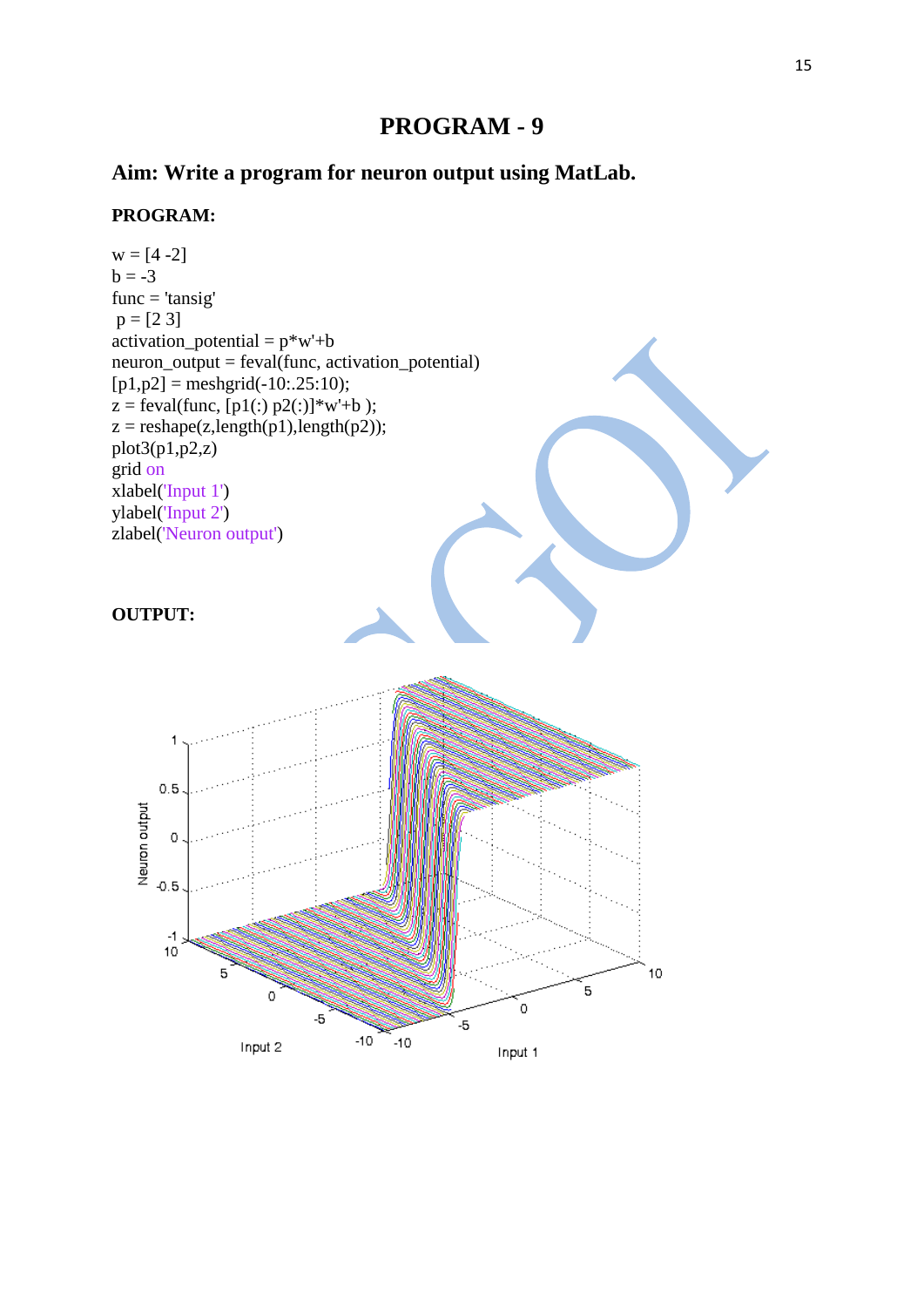# PROGRAM - 9

## Aim: Write a program for neuron output using MatLab.

**PROGRAM:**

```
w = [4 -2]
b = -3
func = 'tansig'
 p = [2 3]
activation_potential = p*w'+b
neuron_output = feval(func, activation_potential)
[p1,p2] = meshgrid(-10:.25:10);
z = feval(func, [p1(:) p2(:)]*w'+b );
z = reshape(z,length(p1),length(p2));
plot3(p1,p2,z)
grid on
xlabel('Input 1')
ylabel('Input 2')
zlabel('Neuron output')
```

**OUTPUT:**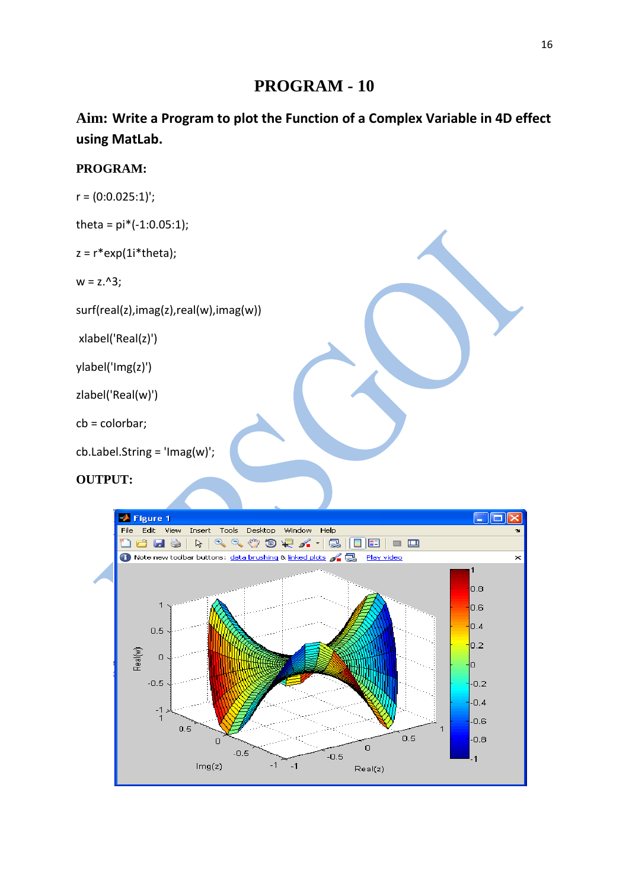# PROGRAM - 10

## Aim: Write a Program to plot the Function of a Complex Variable in 4D effect using MatLab.

**PROGRAM:**

```
r = (0:0.025:1)';

theta = pi*(-1:0.05:1);

z = r*exp(1i*theta);

w = z.^3;

surf(real(z),imag(z),real(w),imag(w))

 xlabel('Real(z)')

ylabel('Img(z)')

zlabel('Real(w)')

cb = colorbar;

cb.Label.String = 'Imag(w)';
```

**OUTPUT:**

Figure 1

File Edit View Insert Tools Desktop Window Help

Note new toolbar buttons: data brushing & linked plots Play video

Real(w)

1
0.5
0
-0.5
-1

Img(z)

1
0.5
0
-0.5
-1

Real(z)

-1
-0.5
0
0.5
1

1
0.8
0.6
0.4
0.2
0
-0.2
-0.4
-0.6
-0.8
-1